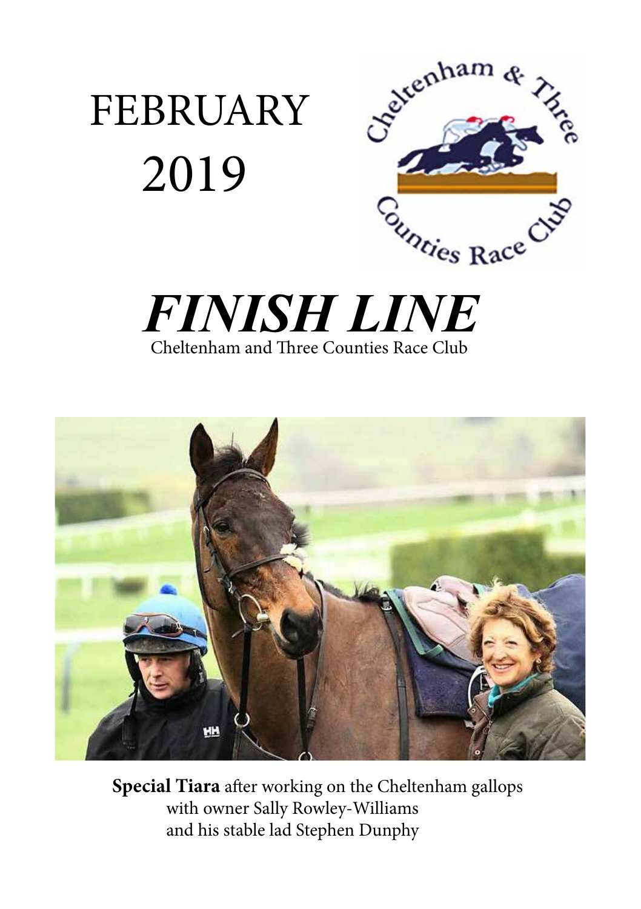# FEBRUARY 2019

Cheltenham & Three Counties Race Club

# *FINISH LINE*

Cheltenham and Three Counties Race Club

**Special Tiara** after working on the Cheltenham gallops with owner Sally Rowley-Williams and his stable lad Stephen Dunphy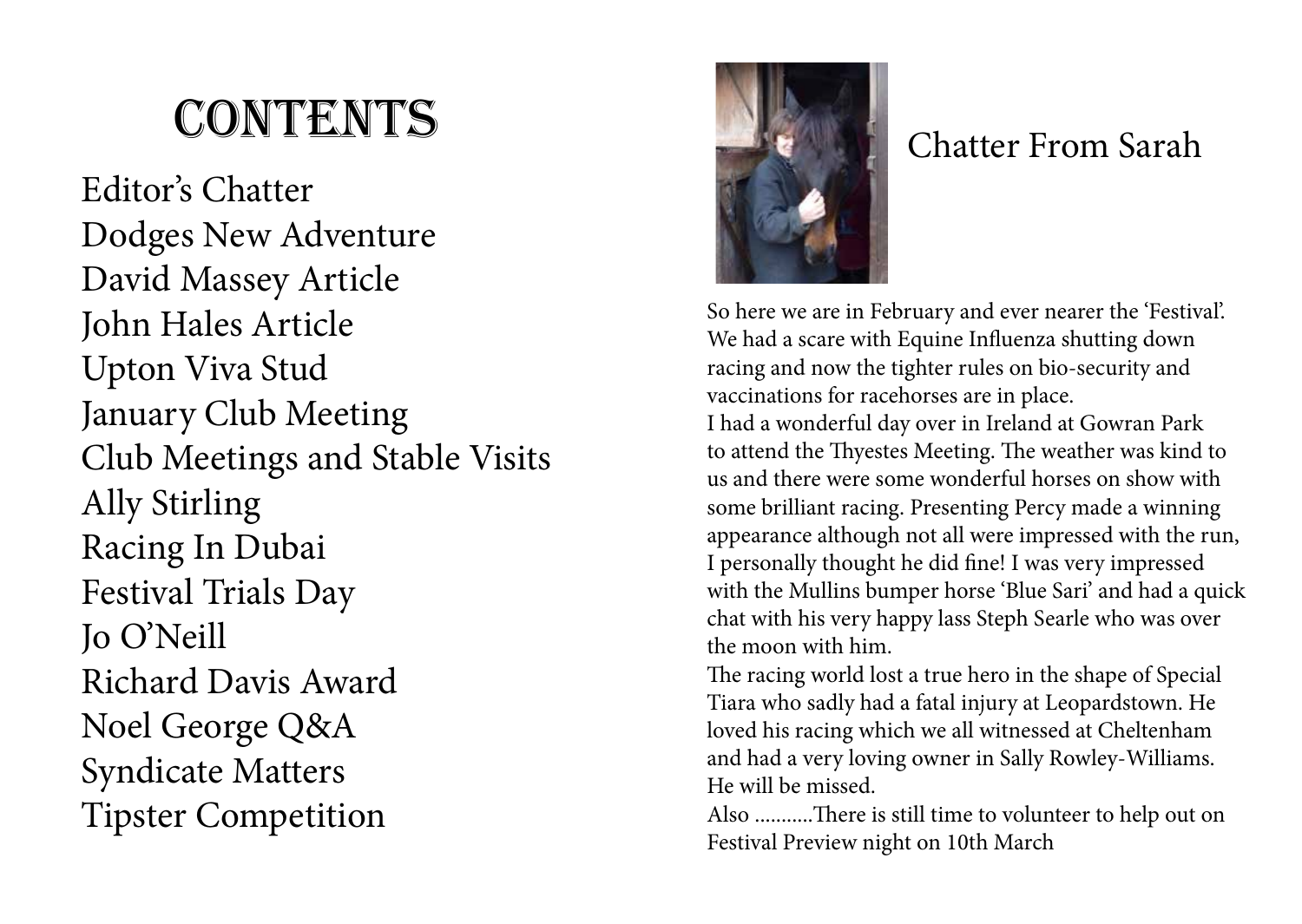# Contents

Editor's Chatter
Dodges New Adventure
David Massey Article
John Hales Article
Upton Viva Stud
January Club Meeting
Club Meetings and Stable Visits
Ally Stirling
Racing In Dubai
Festival Trials Day
Jo O'Neill
Richard Davis Award
Noel George Q&A
Syndicate Matters
Tipster Competition

## Chatter From Sarah

So here we are in February and ever nearer the 'Festival'. We had a scare with Equine Influenza shutting down racing and now the tighter rules on bio-security and vaccinations for racehorses are in place.
I had a wonderful day over in Ireland at Gowran Park to attend the Thyestes Meeting. The weather was kind to us and there were some wonderful horses on show with some brilliant racing. Presenting Percy made a winning appearance although not all were impressed with the run, I personally thought he did fine! I was very impressed with the Mullins bumper horse 'Blue Sari' and had a quick chat with his very happy lass Steph Searle who was over the moon with him.
The racing world lost a true hero in the shape of Special Tiara who sadly had a fatal injury at Leopardstown. He loved his racing which we all witnessed at Cheltenham and had a very loving owner in Sally Rowley-Williams. He will be missed.
Also ...........There is still time to volunteer to help out on Festival Preview night on 10th March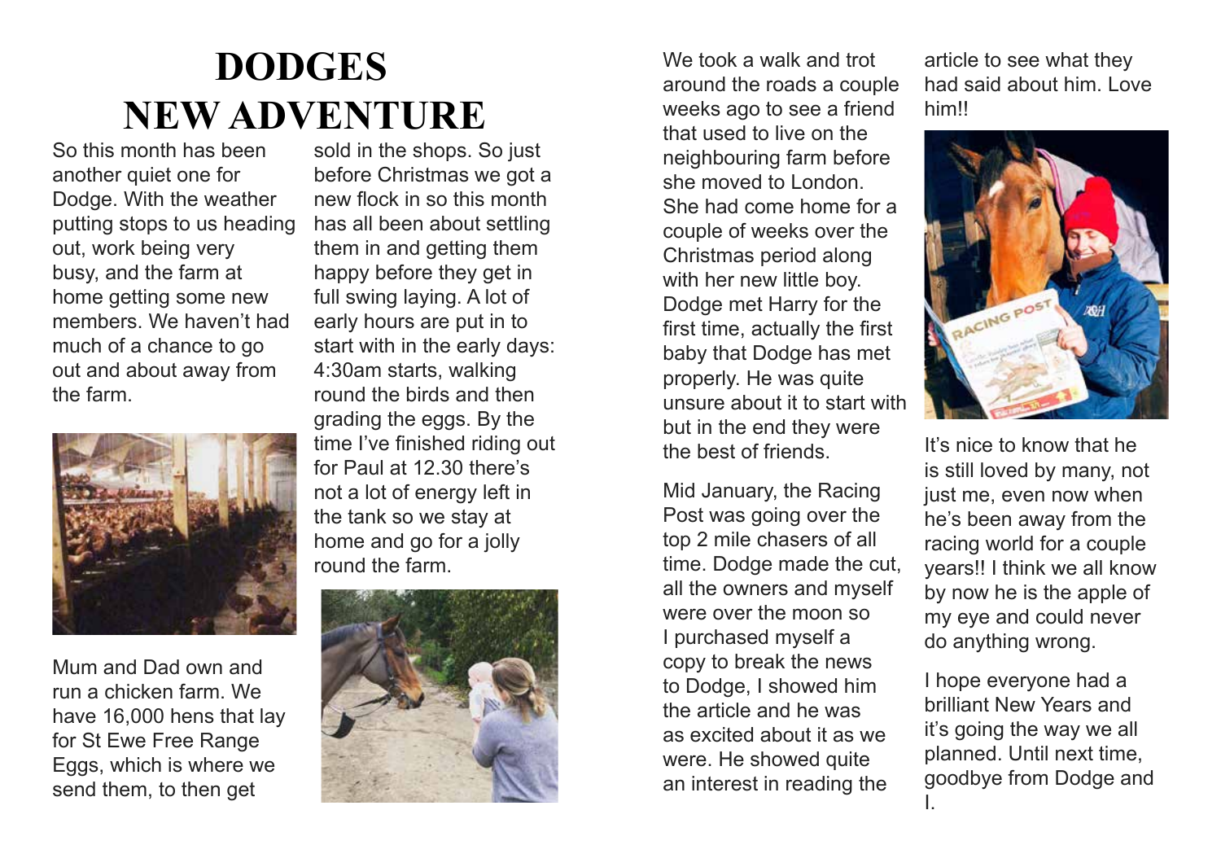# DODGES NEW ADVENTURE

So this month has been another quiet one for Dodge. With the weather putting stops to us heading out, work being very busy, and the farm at home getting some new members. We haven't had much of a chance to go out and about away from the farm.

Mum and Dad own and run a chicken farm. We have 16,000 hens that lay for St Ewe Free Range Eggs, which is where we send them, to then get sold in the shops. So just before Christmas we got a new flock in so this month has all been about settling them in and getting them happy before they get in full swing laying. A lot of early hours are put in to start with in the early days: 4:30am starts, walking round the birds and then grading the eggs. By the time I've finished riding out for Paul at 12.30 there's not a lot of energy left in the tank so we stay at home and go for a jolly round the farm.

We took a walk and trot around the roads a couple weeks ago to see a friend that used to live on the neighbouring farm before she moved to London. She had come home for a couple of weeks over the Christmas period along with her new little boy. Dodge met Harry for the first time, actually the first baby that Dodge has met properly. He was quite unsure about it to start with but in the end they were the best of friends.

Mid January, the Racing Post was going over the top 2 mile chasers of all time. Dodge made the cut, all the owners and myself were over the moon so I purchased myself a copy to break the news to Dodge, I showed him the article and he was as excited about it as we were. He showed quite an interest in reading the article to see what they had said about him. Love him!!

It's nice to know that he is still loved by many, not just me, even now when he's been away from the racing world for a couple years!! I think we all know by now he is the apple of my eye and could never do anything wrong.

I hope everyone had a brilliant New Years and it's going the way we all planned. Until next time, goodbye from Dodge and I.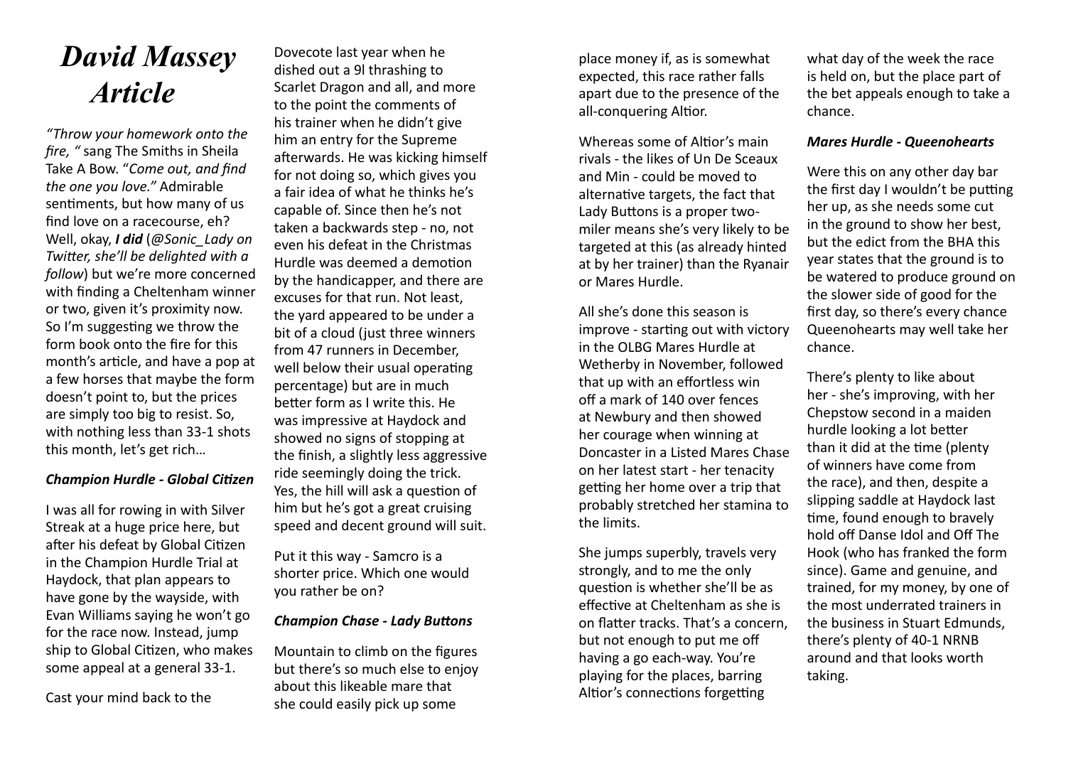# *David Massey Article*

*"Throw your homework onto the fire, "* sang The Smiths in Sheila Take A Bow. "*Come out, and find the one you love."* Admirable sentiments, but how many of us find love on a racecourse, eh? Well, okay, ***I did*** (*@Sonic_Lady on Twitter, she'll be delighted with a follow*) but we're more concerned with finding a Cheltenham winner or two, given it's proximity now. So I'm suggesting we throw the form book onto the fire for this month's article, and have a pop at a few horses that maybe the form doesn't point to, but the prices are simply too big to resist. So, with nothing less than 33-1 shots this month, let's get rich…

***Champion Hurdle - Global Citizen***

I was all for rowing in with Silver Streak at a huge price here, but after his defeat by Global Citizen in the Champion Hurdle Trial at Haydock, that plan appears to have gone by the wayside, with Evan Williams saying he won't go for the race now. Instead, jump ship to Global Citizen, who makes some appeal at a general 33-1.

Cast your mind back to the Dovecote last year when he dished out a 9l thrashing to Scarlet Dragon and all, and more to the point the comments of his trainer when he didn't give him an entry for the Supreme afterwards. He was kicking himself for not doing so, which gives you a fair idea of what he thinks he's capable of. Since then he's not taken a backwards step - no, not even his defeat in the Christmas Hurdle was deemed a demotion by the handicapper, and there are excuses for that run. Not least, the yard appeared to be under a bit of a cloud (just three winners from 47 runners in December, well below their usual operating percentage) but are in much better form as I write this. He was impressive at Haydock and showed no signs of stopping at the finish, a slightly less aggressive ride seemingly doing the trick. Yes, the hill will ask a question of him but he's got a great cruising speed and decent ground will suit.

Put it this way - Samcro is a shorter price. Which one would you rather be on?

***Champion Chase - Lady Buttons***

Mountain to climb on the figures but there's so much else to enjoy about this likeable mare that she could easily pick up some place money if, as is somewhat expected, this race rather falls apart due to the presence of the all-conquering Altior.

Whereas some of Altior's main rivals - the likes of Un De Sceaux and Min - could be moved to alternative targets, the fact that Lady Buttons is a proper two-miler means she's very likely to be targeted at this (as already hinted at by her trainer) than the Ryanair or Mares Hurdle.

All she's done this season is improve - starting out with victory in the OLBG Mares Hurdle at Wetherby in November, followed that up with an effortless win off a mark of 140 over fences at Newbury and then showed her courage when winning at Doncaster in a Listed Mares Chase on her latest start - her tenacity getting her home over a trip that probably stretched her stamina to the limits.

She jumps superbly, travels very strongly, and to me the only question is whether she'll be as effective at Cheltenham as she is on flatter tracks. That's a concern, but not enough to put me off having a go each-way. You're playing for the places, barring Altior's connections forgetting what day of the week the race is held on, but the place part of the bet appeals enough to take a chance.

***Mares Hurdle - Queenohearts***

Were this on any other day bar the first day I wouldn't be putting her up, as she needs some cut in the ground to show her best, but the edict from the BHA this year states that the ground is to be watered to produce ground on the slower side of good for the first day, so there's every chance Queenohearts may well take her chance.

There's plenty to like about her - she's improving, with her Chepstow second in a maiden hurdle looking a lot better than it did at the time (plenty of winners have come from the race), and then, despite a slipping saddle at Haydock last time, found enough to bravely hold off Danse Idol and Off The Hook (who has franked the form since). Game and genuine, and trained, for my money, by one of the most underrated trainers in the business in Stuart Edmunds, there's plenty of 40-1 NRNB around and that looks worth taking.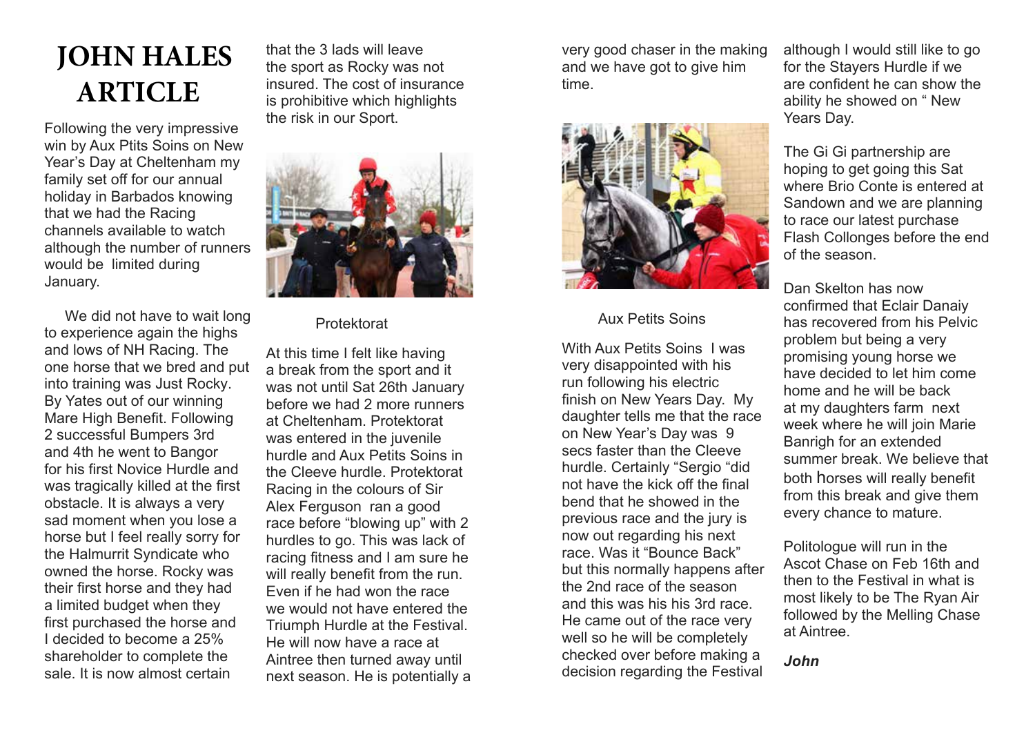# JOHN HALES ARTICLE

Following the very impressive win by Aux Ptits Soins on New Year's Day at Cheltenham my family set off for our annual holiday in Barbados knowing that we had the Racing channels available to watch although the number of runners would be limited during January.

We did not have to wait long to experience again the highs and lows of NH Racing. The one horse that we bred and put into training was Just Rocky. By Yates out of our winning Mare High Benefit. Following 2 successful Bumpers 3rd and 4th he went to Bangor for his first Novice Hurdle and was tragically killed at the first obstacle. It is always a very sad moment when you lose a horse but I feel really sorry for the Halmurrit Syndicate who owned the horse. Rocky was their first horse and they had a limited budget when they first purchased the horse and I decided to become a 25% shareholder to complete the sale. It is now almost certain that the 3 lads will leave the sport as Rocky was not insured. The cost of insurance is prohibitive which highlights the risk in our Sport.

Protektorat

At this time I felt like having a break from the sport and it was not until Sat 26th January before we had 2 more runners at Cheltenham. Protektorat was entered in the juvenile hurdle and Aux Petits Soins in the Cleeve hurdle. Protektorat Racing in the colours of Sir Alex Ferguson ran a good race before "blowing up" with 2 hurdles to go. This was lack of racing fitness and I am sure he will really benefit from the run. Even if he had won the race we would not have entered the Triumph Hurdle at the Festival. He will now have a race at Aintree then turned away until next season. He is potentially a very good chaser in the making and we have got to give him time.

Aux Petits Soins

With Aux Petits Soins I was very disappointed with his run following his electric finish on New Years Day. My daughter tells me that the race on New Year's Day was 9 secs faster than the Cleeve hurdle. Certainly "Sergio "did not have the kick off the final bend that he showed in the previous race and the jury is now out regarding his next race. Was it "Bounce Back" but this normally happens after the 2nd race of the season and this was his his 3rd race. He came out of the race very well so he will be completely checked over before making a decision regarding the Festival although I would still like to go for the Stayers Hurdle if we are confident he can show the ability he showed on " New Years Day.

The Gi Gi partnership are hoping to get going this Sat where Brio Conte is entered at Sandown and we are planning to race our latest purchase Flash Collonges before the end of the season.

Dan Skelton has now confirmed that Eclair Danaiy has recovered from his Pelvic problem but being a very promising young horse we have decided to let him come home and he will be back at my daughters farm next week where he will join Marie Banrigh for an extended summer break. We believe that both horses will really benefit from this break and give them every chance to mature.

Politologue will run in the Ascot Chase on Feb 16th and then to the Festival in what is most likely to be The Ryan Air followed by the Melling Chase at Aintree.

***John***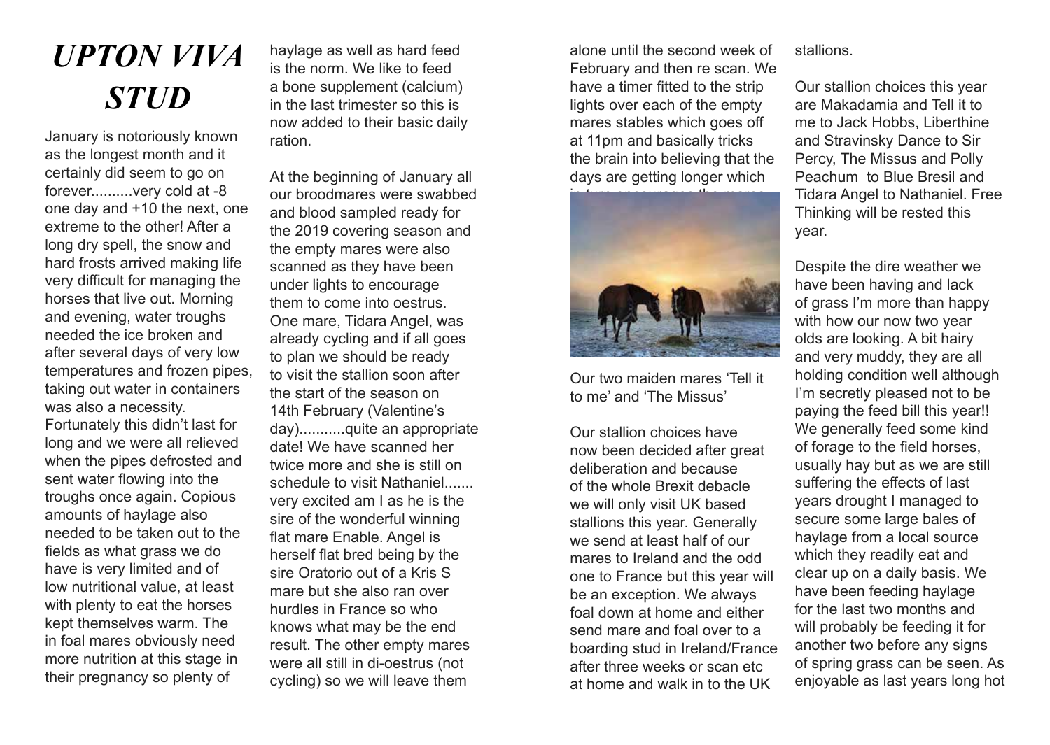# *UPTON VIVA STUD*

January is notoriously known as the longest month and it certainly did seem to go on forever..........very cold at -8 one day and +10 the next, one extreme to the other! After a long dry spell, the snow and hard frosts arrived making life very difficult for managing the horses that live out. Morning and evening, water troughs needed the ice broken and after several days of very low temperatures and frozen pipes, taking out water in containers was also a necessity. Fortunately this didn't last for long and we were all relieved when the pipes defrosted and sent water flowing into the troughs once again. Copious amounts of haylage also needed to be taken out to the fields as what grass we do have is very limited and of low nutritional value, at least with plenty to eat the horses kept themselves warm. The in foal mares obviously need more nutrition at this stage in their pregnancy so plenty of haylage as well as hard feed is the norm. We like to feed a bone supplement (calcium) in the last trimester so this is now added to their basic daily ration.

At the beginning of January all our broodmares were swabbed and blood sampled ready for the 2019 covering season and the empty mares were also scanned as they have been under lights to encourage them to come into oestrus. One mare, Tidara Angel, was already cycling and if all goes to plan we should be ready to visit the stallion soon after the start of the season on 14th February (Valentine's day)...........quite an appropriate date! We have scanned her twice more and she is still on schedule to visit Nathaniel....... very excited am I as he is the sire of the wonderful winning flat mare Enable. Angel is herself flat bred being by the sire Oratorio out of a Kris S mare but she also ran over hurdles in France so who knows what may be the end result. The other empty mares were all still in di-oestrus (not cycling) so we will leave them alone until the second week of February and then re scan. We have a timer fitted to the strip lights over each of the empty mares stables which goes off at 11pm and basically tricks the brain into believing that the days are getting longer which in turn encourages the mares

Our two maiden mares 'Tell it to me' and 'The Missus'

Our stallion choices have now been decided after great deliberation and because of the whole Brexit debacle we will only visit UK based stallions this year. Generally we send at least half of our mares to Ireland and the odd one to France but this year will be an exception. We always foal down at home and either send mare and foal over to a boarding stud in Ireland/France after three weeks or scan etc at home and walk in to the UK stallions.

Our stallion choices this year are Makadamia and Tell it to me to Jack Hobbs, Liberthine and Stravinsky Dance to Sir Percy, The Missus and Polly Peachum to Blue Bresil and Tidara Angel to Nathaniel. Free Thinking will be rested this year.

Despite the dire weather we have been having and lack of grass I'm more than happy with how our now two year olds are looking. A bit hairy and very muddy, they are all holding condition well although I'm secretly pleased not to be paying the feed bill this year!! We generally feed some kind of forage to the field horses, usually hay but as we are still suffering the effects of last years drought I managed to secure some large bales of haylage from a local source which they readily eat and clear up on a daily basis. We have been feeding haylage for the last two months and will probably be feeding it for another two before any signs of spring grass can be seen. As enjoyable as last years long hot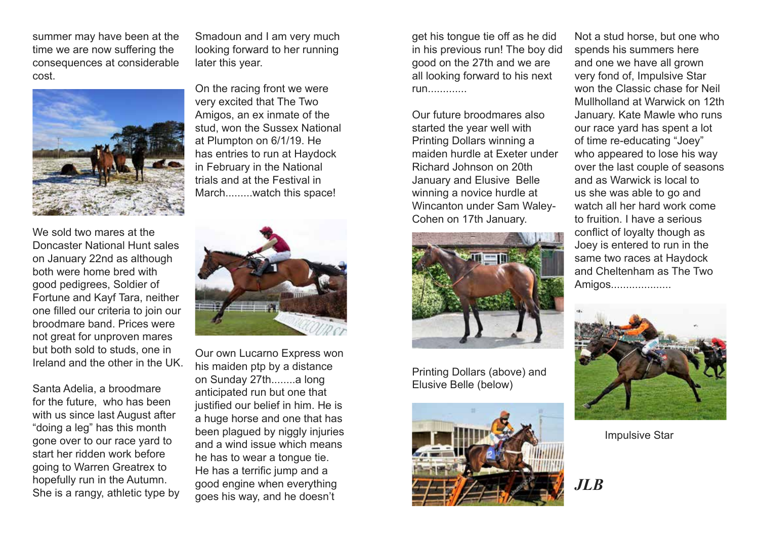summer may have been at the time we are now suffering the consequences at considerable cost.

We sold two mares at the Doncaster National Hunt sales on January 22nd as although both were home bred with good pedigrees, Soldier of Fortune and Kayf Tara, neither one filled our criteria to join our broodmare band. Prices were not great for unproven mares but both sold to studs, one in Ireland and the other in the UK.

Santa Adelia, a broodmare for the future, who has been with us since last August after "doing a leg" has this month gone over to our race yard to start her ridden work before going to Warren Greatrex to hopefully run in the Autumn. She is a rangy, athletic type by Smadoun and I am very much looking forward to her running later this year.

On the racing front we were very excited that The Two Amigos, an ex inmate of the stud, won the Sussex National at Plumpton on 6/1/19. He has entries to run at Haydock in February in the National trials and at the Festival in March.........watch this space!

Our own Lucarno Express won his maiden ptp by a distance on Sunday 27th........a long anticipated run but one that justified our belief in him. He is a huge horse and one that has been plagued by niggly injuries and a wind issue which means he has to wear a tongue tie. He has a terrific jump and a good engine when everything goes his way, and he doesn't get his tongue tie off as he did in his previous run! The boy did good on the 27th and we are all looking forward to his next run.............

Our future broodmares also started the year well with Printing Dollars winning a maiden hurdle at Exeter under Richard Johnson on 20th January and Elusive Belle winning a novice hurdle at Wincanton under Sam Waley-Cohen on 17th January.

Printing Dollars (above) and Elusive Belle (below)

Not a stud horse, but one who spends his summers here and one we have all grown very fond of, Impulsive Star won the Classic chase for Neil Mullholland at Warwick on 12th January. Kate Mawle who runs our race yard has spent a lot of time re-educating "Joey" who appeared to lose his way over the last couple of seasons and as Warwick is local to us she was able to go and watch all her hard work come to fruition. I have a serious conflict of loyalty though as Joey is entered to run in the same two races at Haydock and Cheltenham as The Two Amigos...................

Impulsive Star

***JLB***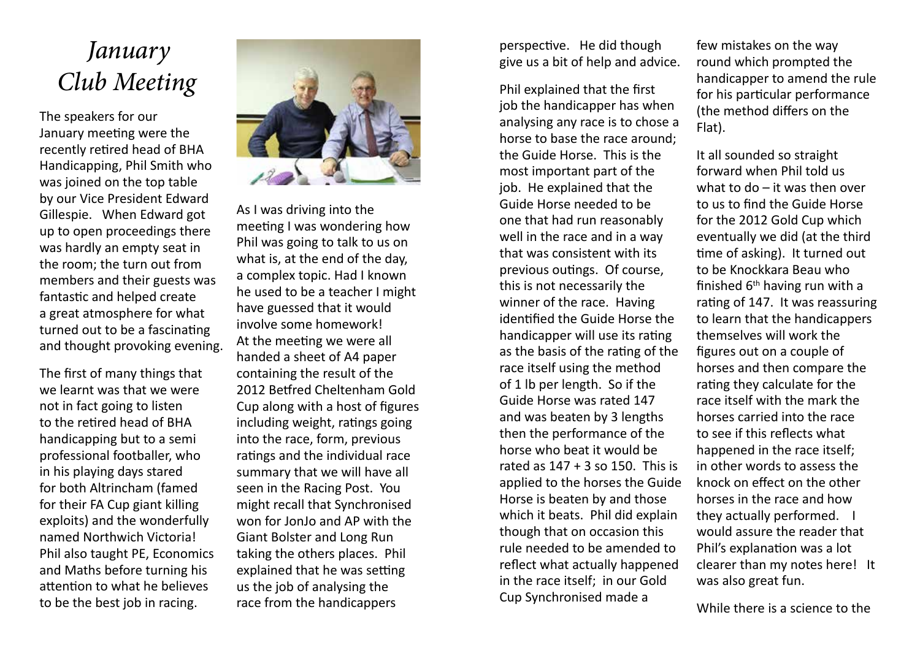# *January Club Meeting*

The speakers for our January meeting were the recently retired head of BHA Handicapping, Phil Smith who was joined on the top table by our Vice President Edward Gillespie. When Edward got up to open proceedings there was hardly an empty seat in the room; the turn out from members and their guests was fantastic and helped create a great atmosphere for what turned out to be a fascinating and thought provoking evening.

The first of many things that we learnt was that we were not in fact going to listen to the retired head of BHA handicapping but to a semi professional footballer, who in his playing days stared for both Altrincham (famed for their FA Cup giant killing exploits) and the wonderfully named Northwich Victoria! Phil also taught PE, Economics and Maths before turning his attention to what he believes to be the best job in racing.

As I was driving into the meeting I was wondering how Phil was going to talk to us on what is, at the end of the day, a complex topic. Had I known he used to be a teacher I might have guessed that it would involve some homework! At the meeting we were all handed a sheet of A4 paper containing the result of the 2012 Betfred Cheltenham Gold Cup along with a host of figures including weight, ratings going into the race, form, previous ratings and the individual race summary that we will have all seen in the Racing Post. You might recall that Synchronised won for JonJo and AP with the Giant Bolster and Long Run taking the others places. Phil explained that he was setting us the job of analysing the race from the handicappers perspective. He did though give us a bit of help and advice.

Phil explained that the first job the handicapper has when analysing any race is to chose a horse to base the race around; the Guide Horse. This is the most important part of the job. He explained that the Guide Horse needed to be one that had run reasonably well in the race and in a way that was consistent with its previous outings. Of course, this is not necessarily the winner of the race. Having identified the Guide Horse the handicapper will use its rating as the basis of the rating of the race itself using the method of 1 lb per length. So if the Guide Horse was rated 147 and was beaten by 3 lengths then the performance of the horse who beat it would be rated as 147 + 3 so 150. This is applied to the horses the Guide Horse is beaten by and those which it beats. Phil did explain though that on occasion this rule needed to be amended to reflect what actually happened in the race itself; in our Gold Cup Synchronised made a few mistakes on the way round which prompted the handicapper to amend the rule for his particular performance (the method differs on the Flat).

It all sounded so straight forward when Phil told us what to do – it was then over to us to find the Guide Horse for the 2012 Gold Cup which eventually we did (at the third time of asking). It turned out to be Knockkara Beau who finished 6th having run with a rating of 147. It was reassuring to learn that the handicappers themselves will work the figures out on a couple of horses and then compare the rating they calculate for the race itself with the mark the horses carried into the race to see if this reflects what happened in the race itself; in other words to assess the knock on effect on the other horses in the race and how they actually performed. I would assure the reader that Phil's explanation was a lot clearer than my notes here! It was also great fun.

While there is a science to the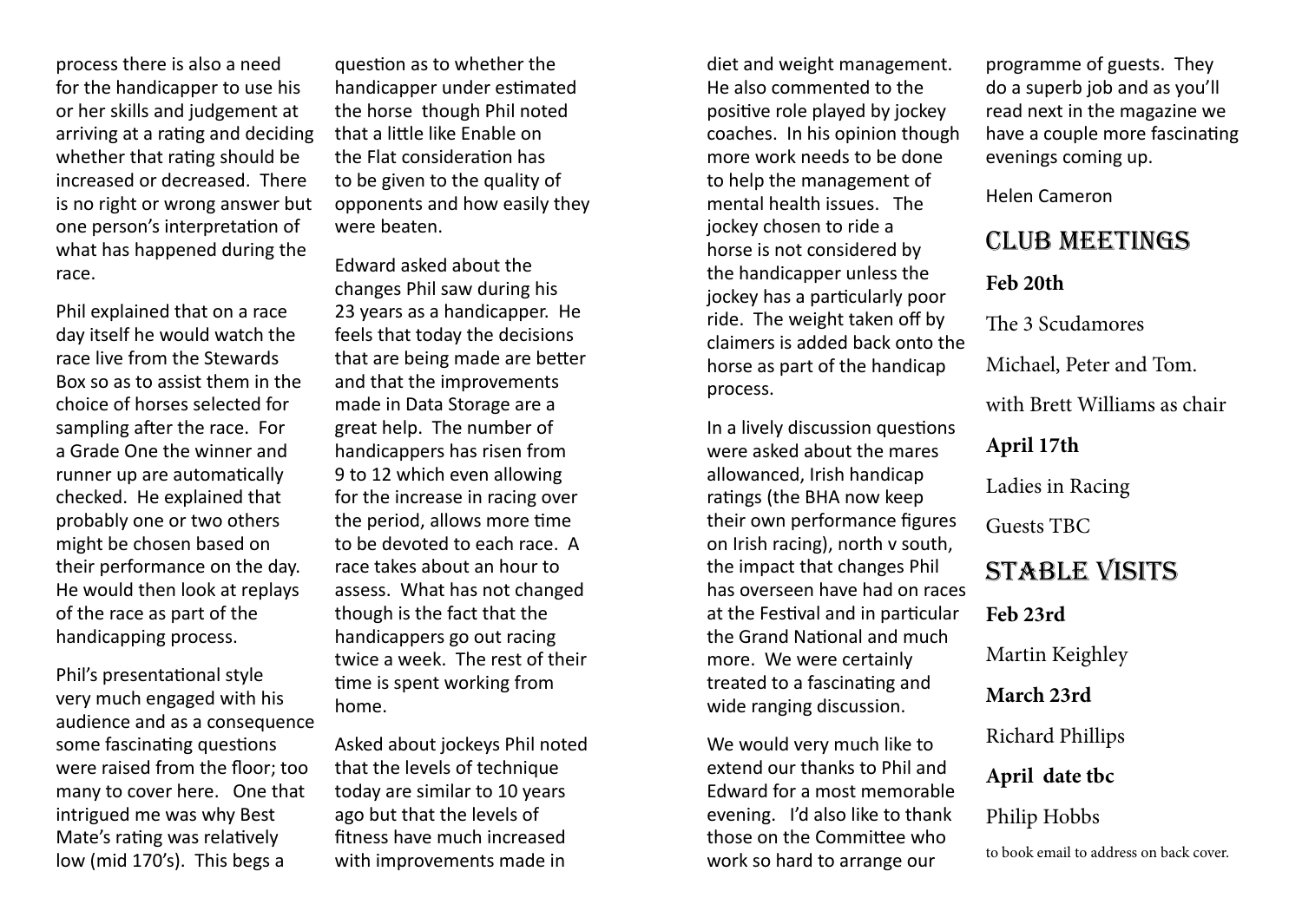process there is also a need for the handicapper to use his or her skills and judgement at arriving at a rating and deciding whether that rating should be increased or decreased. There is no right or wrong answer but one person's interpretation of what has happened during the race.

Phil explained that on a race day itself he would watch the race live from the Stewards Box so as to assist them in the choice of horses selected for sampling after the race. For a Grade One the winner and runner up are automatically checked. He explained that probably one or two others might be chosen based on their performance on the day. He would then look at replays of the race as part of the handicapping process.

Phil's presentational style very much engaged with his audience and as a consequence some fascinating questions were raised from the floor; too many to cover here. One that intrigued me was why Best Mate's rating was relatively low (mid 170's). This begs a question as to whether the handicapper under estimated the horse though Phil noted that a little like Enable on the Flat consideration has to be given to the quality of opponents and how easily they were beaten.

Edward asked about the changes Phil saw during his 23 years as a handicapper. He feels that today the decisions that are being made are better and that the improvements made in Data Storage are a great help. The number of handicappers has risen from 9 to 12 which even allowing for the increase in racing over the period, allows more time to be devoted to each race. A race takes about an hour to assess. What has not changed though is the fact that the handicappers go out racing twice a week. The rest of their time is spent working from home.

Asked about jockeys Phil noted that the levels of technique today are similar to 10 years ago but that the levels of fitness have much increased with improvements made in diet and weight management. He also commented to the positive role played by jockey coaches. In his opinion though more work needs to be done to help the management of mental health issues. The jockey chosen to ride a horse is not considered by the handicapper unless the jockey has a particularly poor ride. The weight taken off by claimers is added back onto the horse as part of the handicap process.

In a lively discussion questions were asked about the mares allowanced, Irish handicap ratings (the BHA now keep their own performance figures on Irish racing), north v south, the impact that changes Phil has overseen have had on races at the Festival and in particular the Grand National and much more. We were certainly treated to a fascinating and wide ranging discussion.

We would very much like to extend our thanks to Phil and Edward for a most memorable evening. I'd also like to thank those on the Committee who work so hard to arrange our programme of guests. They do a superb job and as you'll read next in the magazine we have a couple more fascinating evenings coming up.

Helen Cameron

## Club Meetings

**Feb 20th**

The 3 Scudamores

Michael, Peter and Tom.

with Brett Williams as chair

**April 17th**

Ladies in Racing

Guests TBC

## Stable Visits

**Feb 23rd**

Martin Keighley

**March 23rd**

Richard Phillips

**April date tbc**

Philip Hobbs

to book email to address on back cover.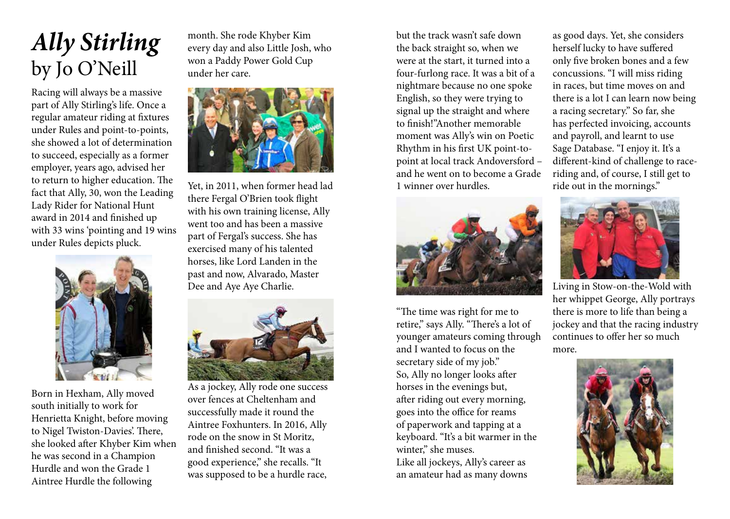# *Ally Stirling*
## by Jo O'Neill

Racing will always be a massive part of Ally Stirling's life. Once a regular amateur riding at fixtures under Rules and point-to-points, she showed a lot of determination to succeed, especially as a former employer, years ago, advised her to return to higher education. The fact that Ally, 30, won the Leading Lady Rider for National Hunt award in 2014 and finished up with 33 wins 'pointing and 19 wins under Rules depicts pluck.

Born in Hexham, Ally moved south initially to work for Henrietta Knight, before moving to Nigel Twiston-Davies'. There, she looked after Khyber Kim when he was second in a Champion Hurdle and won the Grade 1 Aintree Hurdle the following month. She rode Khyber Kim every day and also Little Josh, who won a Paddy Power Gold Cup under her care.

Yet, in 2011, when former head lad there Fergal O'Brien took flight with his own training license, Ally went too and has been a massive part of Fergal's success. She has exercised many of his talented horses, like Lord Landen in the past and now, Alvarado, Master Dee and Aye Aye Charlie.

As a jockey, Ally rode one success over fences at Cheltenham and successfully made it round the Aintree Foxhunters. In 2016, Ally rode on the snow in St Moritz, and finished second. "It was a good experience," she recalls. "It was supposed to be a hurdle race, but the track wasn't safe down the back straight so, when we were at the start, it turned into a four-furlong race. It was a bit of a nightmare because no one spoke English, so they were trying to signal up the straight and where to finish!"Another memorable moment was Ally's win on Poetic Rhythm in his first UK point-to-point at local track Andoversford – and he went on to become a Grade 1 winner over hurdles.

"The time was right for me to retire," says Ally. "There's a lot of younger amateurs coming through and I wanted to focus on the secretary side of my job."

So, Ally no longer looks after horses in the evenings but, after riding out every morning, goes into the office for reams of paperwork and tapping at a keyboard. "It's a bit warmer in the winter," she muses.

Like all jockeys, Ally's career as an amateur had as many downs as good days. Yet, she considers herself lucky to have suffered only five broken bones and a few concussions. "I will miss riding in races, but time moves on and there is a lot I can learn now being a racing secretary." So far, she has perfected invoicing, accounts and payroll, and learnt to use Sage Database. "I enjoy it. It's a different-kind of challenge to race-riding and, of course, I still get to ride out in the mornings."

Living in Stow-on-the-Wold with her whippet George, Ally portrays there is more to life than being a jockey and that the racing industry continues to offer her so much more.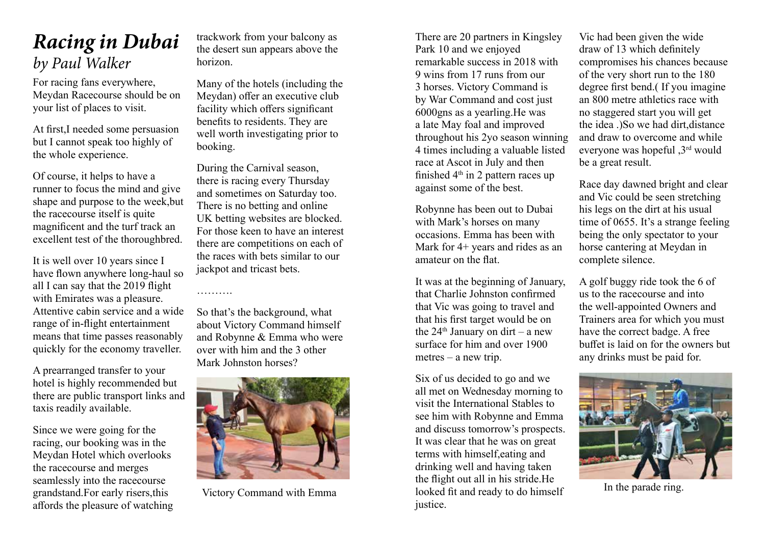# *Racing in Dubai*

*by Paul Walker*

For racing fans everywhere, Meydan Racecourse should be on your list of places to visit.

At first,I needed some persuasion but I cannot speak too highly of the whole experience.

Of course, it helps to have a runner to focus the mind and give shape and purpose to the week,but the racecourse itself is quite magnificent and the turf track an excellent test of the thoroughbred.

It is well over 10 years since I have flown anywhere long-haul so all I can say that the 2019 flight with Emirates was a pleasure. Attentive cabin service and a wide range of in-flight entertainment means that time passes reasonably quickly for the economy traveller.

A prearranged transfer to your hotel is highly recommended but there are public transport links and taxis readily available.

Since we were going for the racing, our booking was in the Meydan Hotel which overlooks the racecourse and merges seamlessly into the racecourse grandstand.For early risers,this affords the pleasure of watching trackwork from your balcony as the desert sun appears above the horizon.

Many of the hotels (including the Meydan) offer an executive club facility which offers significant benefits to residents. They are well worth investigating prior to booking.

During the Carnival season, there is racing every Thursday and sometimes on Saturday too. There is no betting and online UK betting websites are blocked. For those keen to have an interest there are competitions on each of the races with bets similar to our jackpot and tricast bets.

……….

So that's the background, what about Victory Command himself and Robynne & Emma who were over with him and the 3 other Mark Johnston horses?

Victory Command with Emma

There are 20 partners in Kingsley Park 10 and we enjoyed remarkable success in 2018 with 9 wins from 17 runs from our 3 horses. Victory Command is by War Command and cost just 6000gns as a yearling.He was a late May foal and improved throughout his 2yo season winning 4 times including a valuable listed race at Ascot in July and then finished 4th in 2 pattern races up against some of the best.

Robynne has been out to Dubai with Mark's horses on many occasions. Emma has been with Mark for 4+ years and rides as an amateur on the flat.

It was at the beginning of January, that Charlie Johnston confirmed that Vic was going to travel and that his first target would be on the 24th January on dirt – a new surface for him and over 1900 metres – a new trip.

Six of us decided to go and we all met on Wednesday morning to visit the International Stables to see him with Robynne and Emma and discuss tomorrow's prospects. It was clear that he was on great terms with himself,eating and drinking well and having taken the flight out all in his stride.He looked fit and ready to do himself justice.

Vic had been given the wide draw of 13 which definitely compromises his chances because of the very short run to the 180 degree first bend.( If you imagine an 800 metre athletics race with no staggered start you will get the idea .)So we had dirt,distance and draw to overcome and while everyone was hopeful ,3rd would be a great result.

Race day dawned bright and clear and Vic could be seen stretching his legs on the dirt at his usual time of 0655. It's a strange feeling being the only spectator to your horse cantering at Meydan in complete silence.

A golf buggy ride took the 6 of us to the racecourse and into the well-appointed Owners and Trainers area for which you must have the correct badge. A free buffet is laid on for the owners but any drinks must be paid for.

In the parade ring.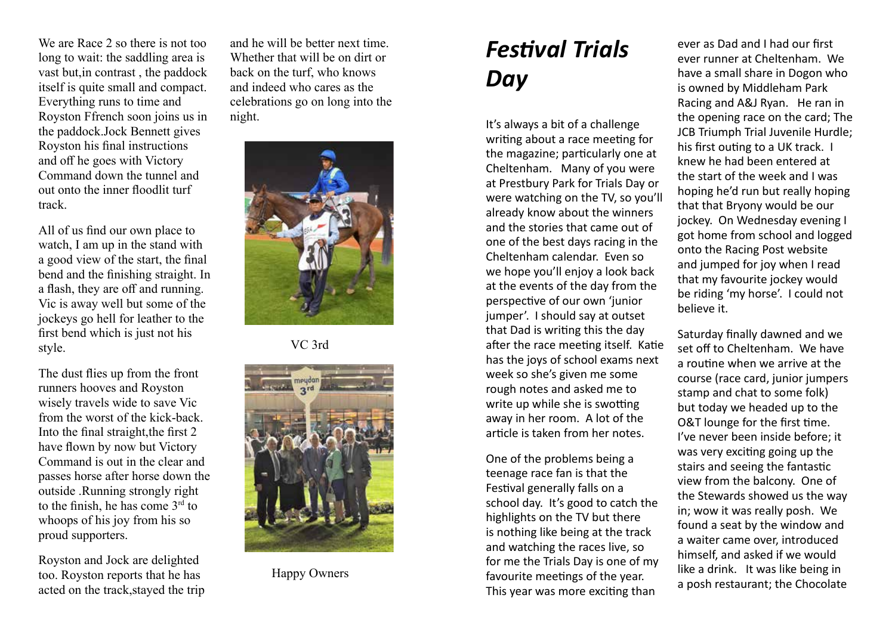We are Race 2 so there is not too long to wait: the saddling area is vast but,in contrast , the paddock itself is quite small and compact. Everything runs to time and Royston Ffrench soon joins us in the paddock.Jock Bennett gives Royston his final instructions and off he goes with Victory Command down the tunnel and out onto the inner floodlit turf track.

All of us find our own place to watch, I am up in the stand with a good view of the start, the final bend and the finishing straight. In a flash, they are off and running. Vic is away well but some of the jockeys go hell for leather to the first bend which is just not his style.

The dust flies up from the front runners hooves and Royston wisely travels wide to save Vic from the worst of the kick-back. Into the final straight,the first 2 have flown by now but Victory Command is out in the clear and passes horse after horse down the outside .Running strongly right to the finish, he has come 3rd to whoops of his joy from his so proud supporters.

Royston and Jock are delighted too. Royston reports that he has acted on the track,stayed the trip and he will be better next time. Whether that will be on dirt or back on the turf, who knows and indeed who cares as the celebrations go on long into the night.

VC 3rd

Happy Owners

# *Festival Trials Day*

It's always a bit of a challenge writing about a race meeting for the magazine; particularly one at Cheltenham. Many of you were at Prestbury Park for Trials Day or were watching on the TV, so you'll already know about the winners and the stories that came out of one of the best days racing in the Cheltenham calendar. Even so we hope you'll enjoy a look back at the events of the day from the perspective of our own 'junior jumper'. I should say at outset that Dad is writing this the day after the race meeting itself. Katie has the joys of school exams next week so she's given me some rough notes and asked me to write up while she is swotting away in her room. A lot of the article is taken from her notes.

One of the problems being a teenage race fan is that the Festival generally falls on a school day. It's good to catch the highlights on the TV but there is nothing like being at the track and watching the races live, so for me the Trials Day is one of my favourite meetings of the year. This year was more exciting than ever as Dad and I had our first ever runner at Cheltenham. We have a small share in Dogon who is owned by Middleham Park Racing and A&J Ryan. He ran in the opening race on the card; The JCB Triumph Trial Juvenile Hurdle; his first outing to a UK track. I knew he had been entered at the start of the week and I was hoping he'd run but really hoping that that Bryony would be our jockey. On Wednesday evening I got home from school and logged onto the Racing Post website and jumped for joy when I read that my favourite jockey would be riding 'my horse'. I could not believe it.

Saturday finally dawned and we set off to Cheltenham. We have a routine when we arrive at the course (race card, junior jumpers stamp and chat to some folk) but today we headed up to the O&T lounge for the first time. I've never been inside before; it was very exciting going up the stairs and seeing the fantastic view from the balcony. One of the Stewards showed us the way in; wow it was really posh. We found a seat by the window and a waiter came over, introduced himself, and asked if we would like a drink. It was like being in a posh restaurant; the Chocolate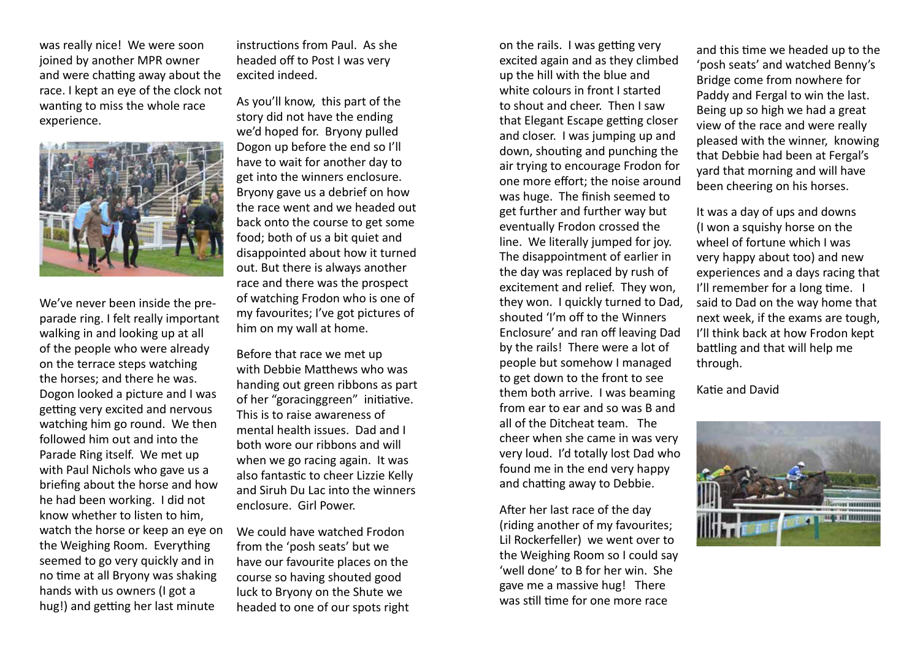was really nice! We were soon joined by another MPR owner and were chatting away about the race. I kept an eye of the clock not wanting to miss the whole race experience.

We've never been inside the pre-parade ring. I felt really important walking in and looking up at all of the people who were already on the terrace steps watching the horses; and there he was. Dogon looked a picture and I was getting very excited and nervous watching him go round. We then followed him out and into the Parade Ring itself. We met up with Paul Nichols who gave us a briefing about the horse and how he had been working. I did not know whether to listen to him, watch the horse or keep an eye on the Weighing Room. Everything seemed to go very quickly and in no time at all Bryony was shaking hands with us owners (I got a hug!) and getting her last minute instructions from Paul. As she headed off to Post I was very excited indeed.

As you'll know, this part of the story did not have the ending we'd hoped for. Bryony pulled Dogon up before the end so I'll have to wait for another day to get into the winners enclosure. Bryony gave us a debrief on how the race went and we headed out back onto the course to get some food; both of us a bit quiet and disappointed about how it turned out. But there is always another race and there was the prospect of watching Frodon who is one of my favourites; I've got pictures of him on my wall at home.

Before that race we met up with Debbie Matthews who was handing out green ribbons as part of her "goracinggreen" initiative. This is to raise awareness of mental health issues. Dad and I both wore our ribbons and will when we go racing again. It was also fantastic to cheer Lizzie Kelly and Siruh Du Lac into the winners enclosure. Girl Power.

We could have watched Frodon from the 'posh seats' but we have our favourite places on the course so having shouted good luck to Bryony on the Shute we headed to one of our spots right on the rails. I was getting very excited again and as they climbed up the hill with the blue and white colours in front I started to shout and cheer. Then I saw that Elegant Escape getting closer and closer. I was jumping up and down, shouting and punching the air trying to encourage Frodon for one more effort; the noise around was huge. The finish seemed to get further and further way but eventually Frodon crossed the line. We literally jumped for joy. The disappointment of earlier in the day was replaced by rush of excitement and relief. They won, they won. I quickly turned to Dad, shouted 'I'm off to the Winners Enclosure' and ran off leaving Dad by the rails! There were a lot of people but somehow I managed to get down to the front to see them both arrive. I was beaming from ear to ear and so was B and all of the Ditcheat team. The cheer when she came in was very very loud. I'd totally lost Dad who found me in the end very happy and chatting away to Debbie.

After her last race of the day (riding another of my favourites; Lil Rockerfeller) we went over to the Weighing Room so I could say 'well done' to B for her win. She gave me a massive hug! There was still time for one more race and this time we headed up to the 'posh seats' and watched Benny's Bridge come from nowhere for Paddy and Fergal to win the last. Being up so high we had a great view of the race and were really pleased with the winner, knowing that Debbie had been at Fergal's yard that morning and will have been cheering on his horses.

It was a day of ups and downs (I won a squishy horse on the wheel of fortune which I was very happy about too) and new experiences and a days racing that I'll remember for a long time. I said to Dad on the way home that next week, if the exams are tough, I'll think back at how Frodon kept battling and that will help me through.

Katie and David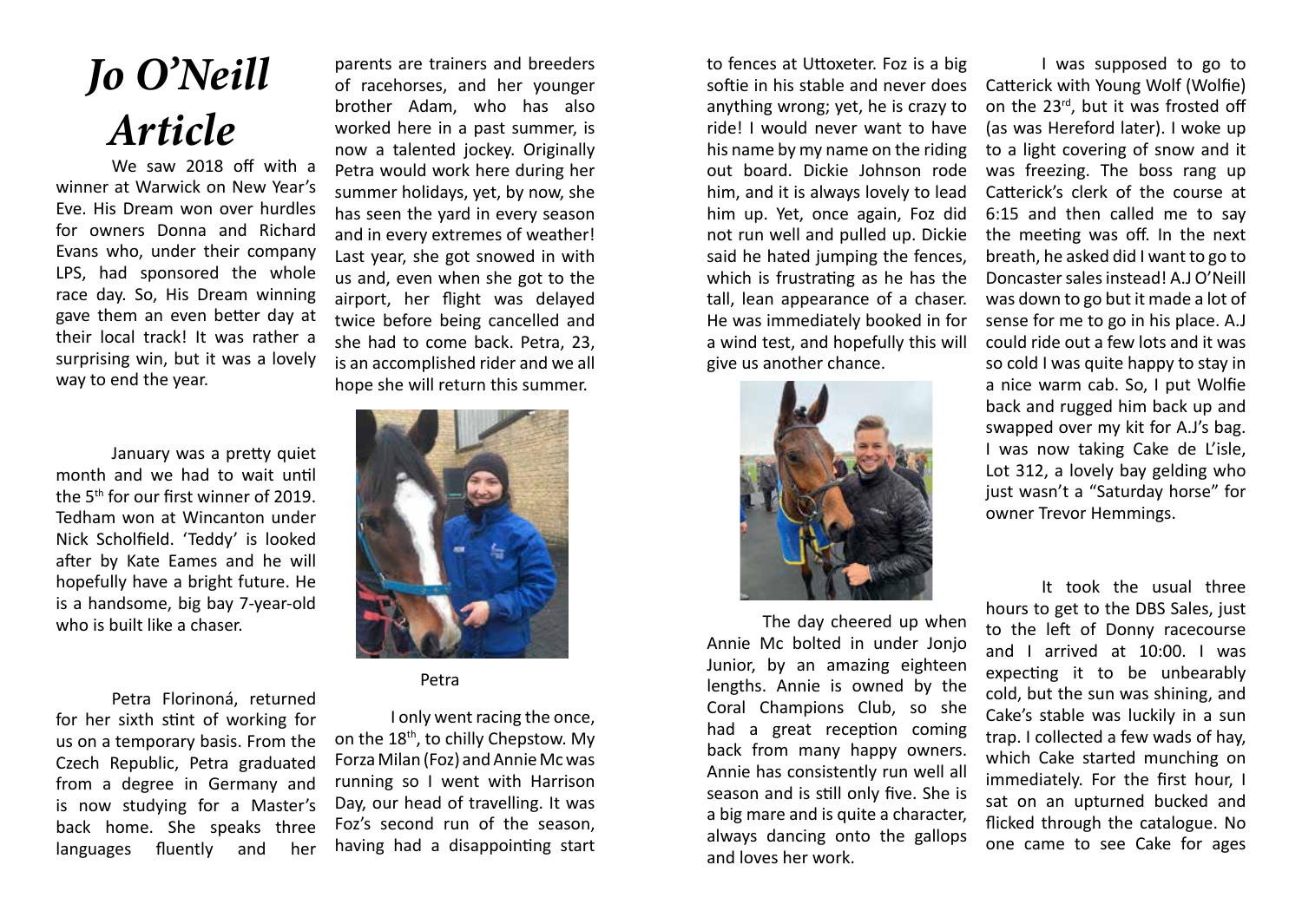# Jo O'Neill Article

We saw 2018 off with a winner at Warwick on New Year's Eve. His Dream won over hurdles for owners Donna and Richard Evans who, under their company LPS, had sponsored the whole race day. So, His Dream winning gave them an even better day at their local track! It was rather a surprising win, but it was a lovely way to end the year.

January was a pretty quiet month and we had to wait until the 5th for our first winner of 2019. Tedham won at Wincanton under Nick Scholfield. 'Teddy' is looked after by Kate Eames and he will hopefully have a bright future. He is a handsome, big bay 7-year-old who is built like a chaser.

Petra Florinoná, returned for her sixth stint of working for us on a temporary basis. From the Czech Republic, Petra graduated from a degree in Germany and is now studying for a Master's back home. She speaks three languages fluently and her parents are trainers and breeders of racehorses, and her younger brother Adam, who has also worked here in a past summer, is now a talented jockey. Originally Petra would work here during her summer holidays, yet, by now, she has seen the yard in every season and in every extremes of weather! Last year, she got snowed in with us and, even when she got to the airport, her flight was delayed twice before being cancelled and she had to come back. Petra, 23, is an accomplished rider and we all hope she will return this summer.

Petra

I only went racing the once, on the 18th, to chilly Chepstow. My Forza Milan (Foz) and Annie Mc was running so I went with Harrison Day, our head of travelling. It was Foz's second run of the season, having had a disappointing start to fences at Uttoxeter. Foz is a big softie in his stable and never does anything wrong; yet, he is crazy to ride! I would never want to have his name by my name on the riding out board. Dickie Johnson rode him, and it is always lovely to lead him up. Yet, once again, Foz did not run well and pulled up. Dickie said he hated jumping the fences, which is frustrating as he has the tall, lean appearance of a chaser. He was immediately booked in for a wind test, and hopefully this will give us another chance.

The day cheered up when Annie Mc bolted in under Jonjo Junior, by an amazing eighteen lengths. Annie is owned by the Coral Champions Club, so she had a great reception coming back from many happy owners. Annie has consistently run well all season and is still only five. She is a big mare and is quite a character, always dancing onto the gallops and loves her work.

I was supposed to go to Catterick with Young Wolf (Wolfie) on the 23rd, but it was frosted off (as was Hereford later). I woke up to a light covering of snow and it was freezing. The boss rang up Catterick's clerk of the course at 6:15 and then called me to say the meeting was off. In the next breath, he asked did I want to go to Doncaster sales instead! A.J O'Neill was down to go but it made a lot of sense for me to go in his place. A.J could ride out a few lots and it was so cold I was quite happy to stay in a nice warm cab. So, I put Wolfie back and rugged him back up and swapped over my kit for A.J's bag. I was now taking Cake de L'isle, Lot 312, a lovely bay gelding who just wasn't a "Saturday horse" for owner Trevor Hemmings.

It took the usual three hours to get to the DBS Sales, just to the left of Donny racecourse and I arrived at 10:00. I was expecting it to be unbearably cold, but the sun was shining, and Cake's stable was luckily in a sun trap. I collected a few wads of hay, which Cake started munching on immediately. For the first hour, I sat on an upturned bucked and flicked through the catalogue. No one came to see Cake for ages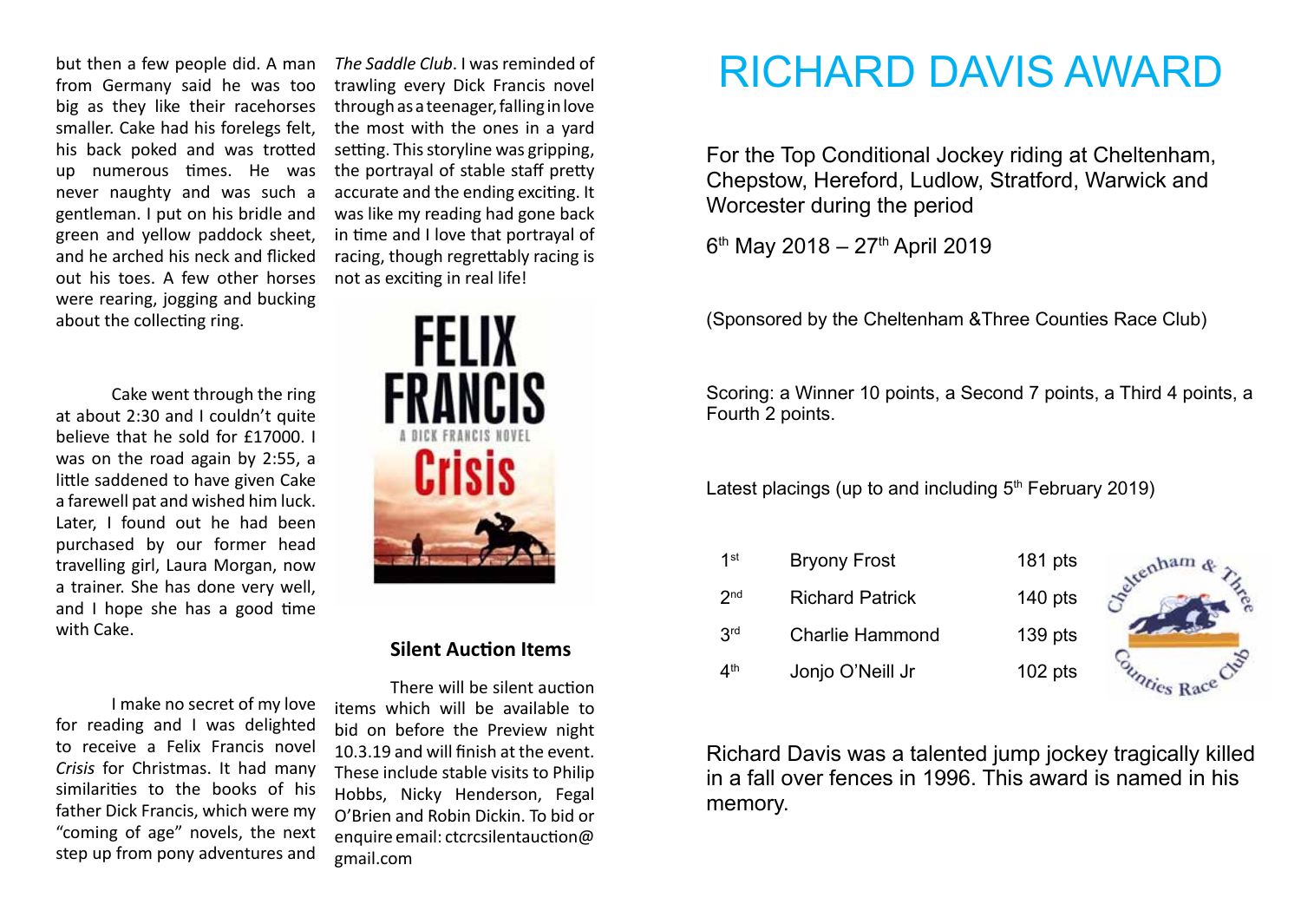but then a few people did. A man from Germany said he was too big as they like their racehorses smaller. Cake had his forelegs felt, his back poked and was trotted up numerous times. He was never naughty and was such a gentleman. I put on his bridle and green and yellow paddock sheet, and he arched his neck and flicked out his toes. A few other horses were rearing, jogging and bucking about the collecting ring.

Cake went through the ring at about 2:30 and I couldn't quite believe that he sold for £17000. I was on the road again by 2:55, a little saddened to have given Cake a farewell pat and wished him luck. Later, I found out he had been purchased by our former head travelling girl, Laura Morgan, now a trainer. She has done very well, and I hope she has a good time with Cake.

I make no secret of my love for reading and I was delighted to receive a Felix Francis novel *Crisis* for Christmas. It had many similarities to the books of his father Dick Francis, which were my "coming of age" novels, the next step up from pony adventures and *The Saddle Club*. I was reminded of trawling every Dick Francis novel through as a teenager, falling in love the most with the ones in a yard setting. This storyline was gripping, the portrayal of stable staff pretty accurate and the ending exciting. It was like my reading had gone back in time and I love that portrayal of racing, though regrettably racing is not as exciting in real life!

## Silent Auction Items

There will be silent auction items which will be available to bid on before the Preview night 10.3.19 and will finish at the event. These include stable visits to Philip Hobbs, Nicky Henderson, Fegal O'Brien and Robin Dickin. To bid or enquire email: ctcrcsilentauction@gmail.com

# RICHARD DAVIS AWARD

For the Top Conditional Jockey riding at Cheltenham, Chepstow, Hereford, Ludlow, Stratford, Warwick and Worcester during the period

6th May 2018 – 27th April 2019

(Sponsored by the Cheltenham &Three Counties Race Club)

Scoring: a Winner 10 points, a Second 7 points, a Third 4 points, a Fourth 2 points.

Latest placings (up to and including 5th February 2019)

| | | |
|---|---|---|
| 1st | Bryony Frost | 181 pts |
| 2nd | Richard Patrick | 140 pts |
| 3rd | Charlie Hammond | 139 pts |
| 4th | Jonjo O'Neill Jr | 102 pts |

Richard Davis was a talented jump jockey tragically killed in a fall over fences in 1996. This award is named in his memory.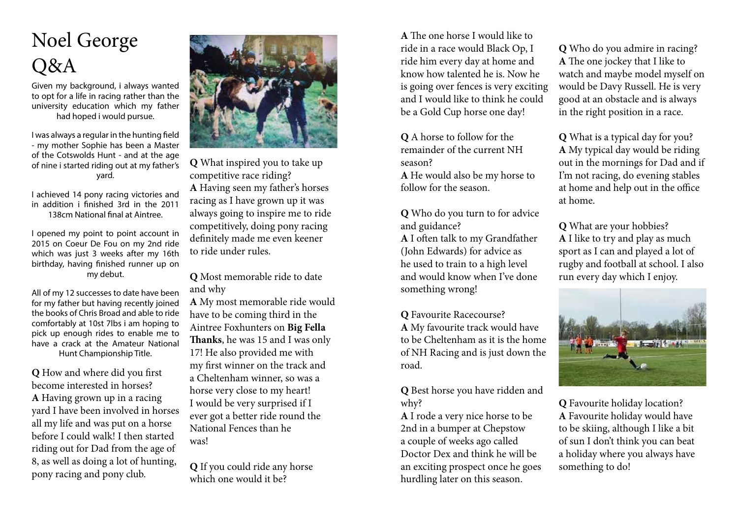# Noel George Q&A

Given my background, i always wanted to opt for a life in racing rather than the university education which my father had hoped i would pursue.

I was always a regular in the hunting field - my mother Sophie has been a Master of the Cotswolds Hunt - and at the age of nine i started riding out at my father's yard.

I achieved 14 pony racing victories and in addition i finished 3rd in the 2011 138cm National final at Aintree.

I opened my point to point account in 2015 on Coeur De Fou on my 2nd ride which was just 3 weeks after my 16th birthday, having finished runner up on my debut.

All of my 12 successes to date have been for my father but having recently joined the books of Chris Broad and able to ride comfortably at 10st 7lbs i am hoping to pick up enough rides to enable me to have a crack at the Amateur National Hunt Championship Title.

**Q** How and where did you first become interested in horses?
**A** Having grown up in a racing yard I have been involved in horses all my life and was put on a horse before I could walk! I then started riding out for Dad from the age of 8, as well as doing a lot of hunting, pony racing and pony club.

**Q** What inspired you to take up competitive race riding?
**A** Having seen my father's horses racing as I have grown up it was always going to inspire me to ride competitively, doing pony racing definitely made me even keener to ride under rules.

**Q** Most memorable ride to date and why
**A** My most memorable ride would have to be coming third in the Aintree Foxhunters on **Big Fella Thanks**, he was 15 and I was only 17! He also provided me with my first winner on the track and a Cheltenham winner, so was a horse very close to my heart! I would be very surprised if I ever got a better ride round the National Fences than he was!

**Q** If you could ride any horse which one would it be?
**A** The one horse I would like to ride in a race would Black Op, I ride him every day at home and know how talented he is. Now he is going over fences is very exciting and I would like to think he could be a Gold Cup horse one day!

**Q** A horse to follow for the remainder of the current NH season?
**A** He would also be my horse to follow for the season.

**Q** Who do you turn to for advice and guidance?
**A** I often talk to my Grandfather (John Edwards) for advice as he used to train to a high level and would know when I've done something wrong!

**Q** Favourite Racecourse?
**A** My favourite track would have to be Cheltenham as it is the home of NH Racing and is just down the road.

**Q** Best horse you have ridden and why?
**A** I rode a very nice horse to be 2nd in a bumper at Chepstow a couple of weeks ago called Doctor Dex and think he will be an exciting prospect once he goes hurdling later on this season.

**Q** Who do you admire in racing?
**A** The one jockey that I like to watch and maybe model myself on would be Davy Russell. He is very good at an obstacle and is always in the right position in a race.

**Q** What is a typical day for you?
**A** My typical day would be riding out in the mornings for Dad and if I'm not racing, do evening stables at home and help out in the office at home.

**Q** What are your hobbies?
**A** I like to try and play as much sport as I can and played a lot of rugby and football at school. I also run every day which I enjoy.

**Q** Favourite holiday location?
**A** Favourite holiday would have to be skiing, although I like a bit of sun I don't think you can beat a holiday where you always have something to do!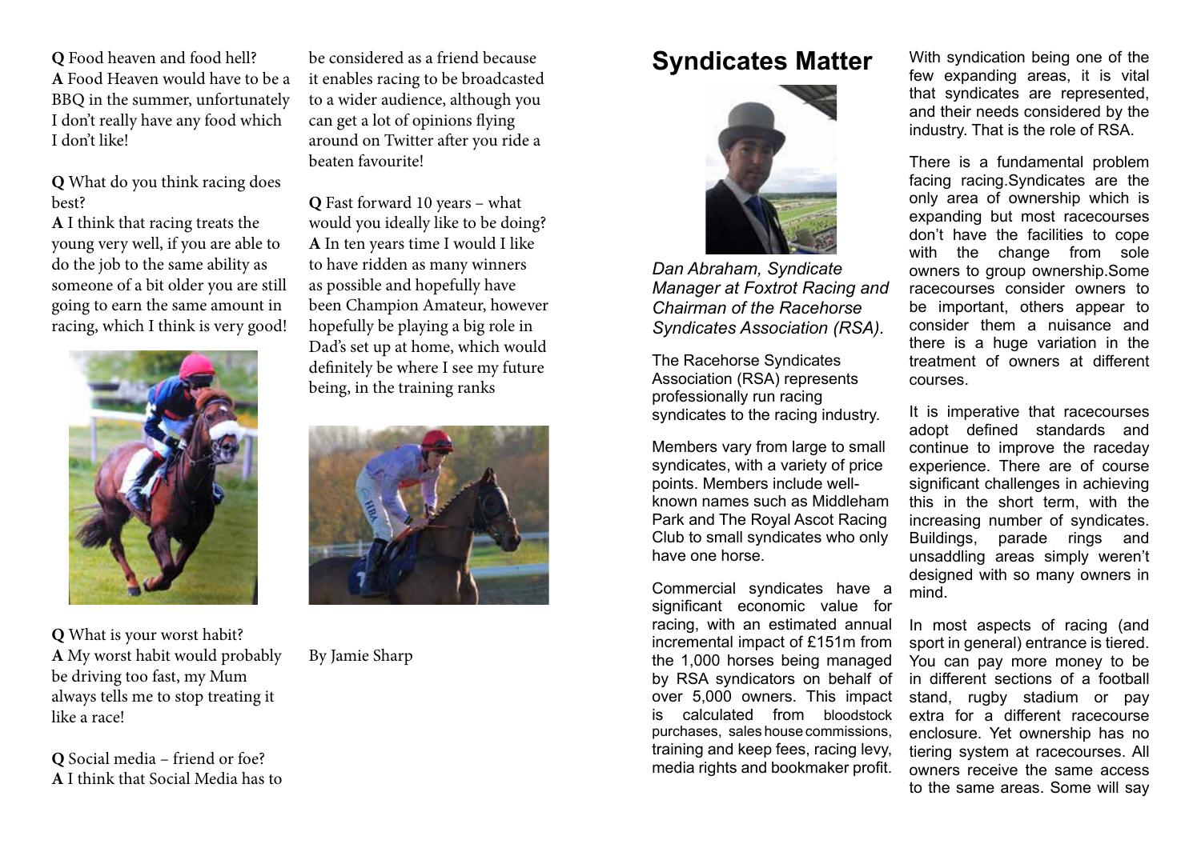**Q** Food heaven and food hell?
**A** Food Heaven would have to be a BBQ in the summer, unfortunately I don't really have any food which I don't like!

**Q** What do you think racing does best?
**A** I think that racing treats the young very well, if you are able to do the job to the same ability as someone of a bit older you are still going to earn the same amount in racing, which I think is very good!

**Q** What is your worst habit?
**A** My worst habit would probably be driving too fast, my Mum always tells me to stop treating it like a race!

**Q** Social media – friend or foe?
**A** I think that Social Media has to be considered as a friend because it enables racing to be broadcasted to a wider audience, although you can get a lot of opinions flying around on Twitter after you ride a beaten favourite!

**Q** Fast forward 10 years – what would you ideally like to be doing?
**A** In ten years time I would I like to have ridden as many winners as possible and hopefully have been Champion Amateur, however hopefully be playing a big role in Dad's set up at home, which would definitely be where I see my future being, in the training ranks

By Jamie Sharp

# Syndicates Matter

*Dan Abraham, Syndicate Manager at Foxtrot Racing and Chairman of the Racehorse Syndicates Association (RSA).*

The Racehorse Syndicates Association (RSA) represents professionally run racing syndicates to the racing industry.

Members vary from large to small syndicates, with a variety of price points. Members include well-known names such as Middleham Park and The Royal Ascot Racing Club to small syndicates who only have one horse.

Commercial syndicates have a significant economic value for racing, with an estimated annual incremental impact of £151m from the 1,000 horses being managed by RSA syndicators on behalf of over 5,000 owners. This impact is calculated from bloodstock purchases, sales house commissions, training and keep fees, racing levy, media rights and bookmaker profit.

With syndication being one of the few expanding areas, it is vital that syndicates are represented, and their needs considered by the industry. That is the role of RSA.

There is a fundamental problem facing racing.Syndicates are the only area of ownership which is expanding but most racecourses don't have the facilities to cope with the change from sole owners to group ownership.Some racecourses consider owners to be important, others appear to consider them a nuisance and there is a huge variation in the treatment of owners at different courses.

It is imperative that racecourses adopt defined standards and continue to improve the raceday experience. There are of course significant challenges in achieving this in the short term, with the increasing number of syndicates. Buildings, parade rings and unsaddling areas simply weren't designed with so many owners in mind.

In most aspects of racing (and sport in general) entrance is tiered. You can pay more money to be in different sections of a football stand, rugby stadium or pay extra for a different racecourse enclosure. Yet ownership has no tiering system at racecourses. All owners receive the same access to the same areas. Some will say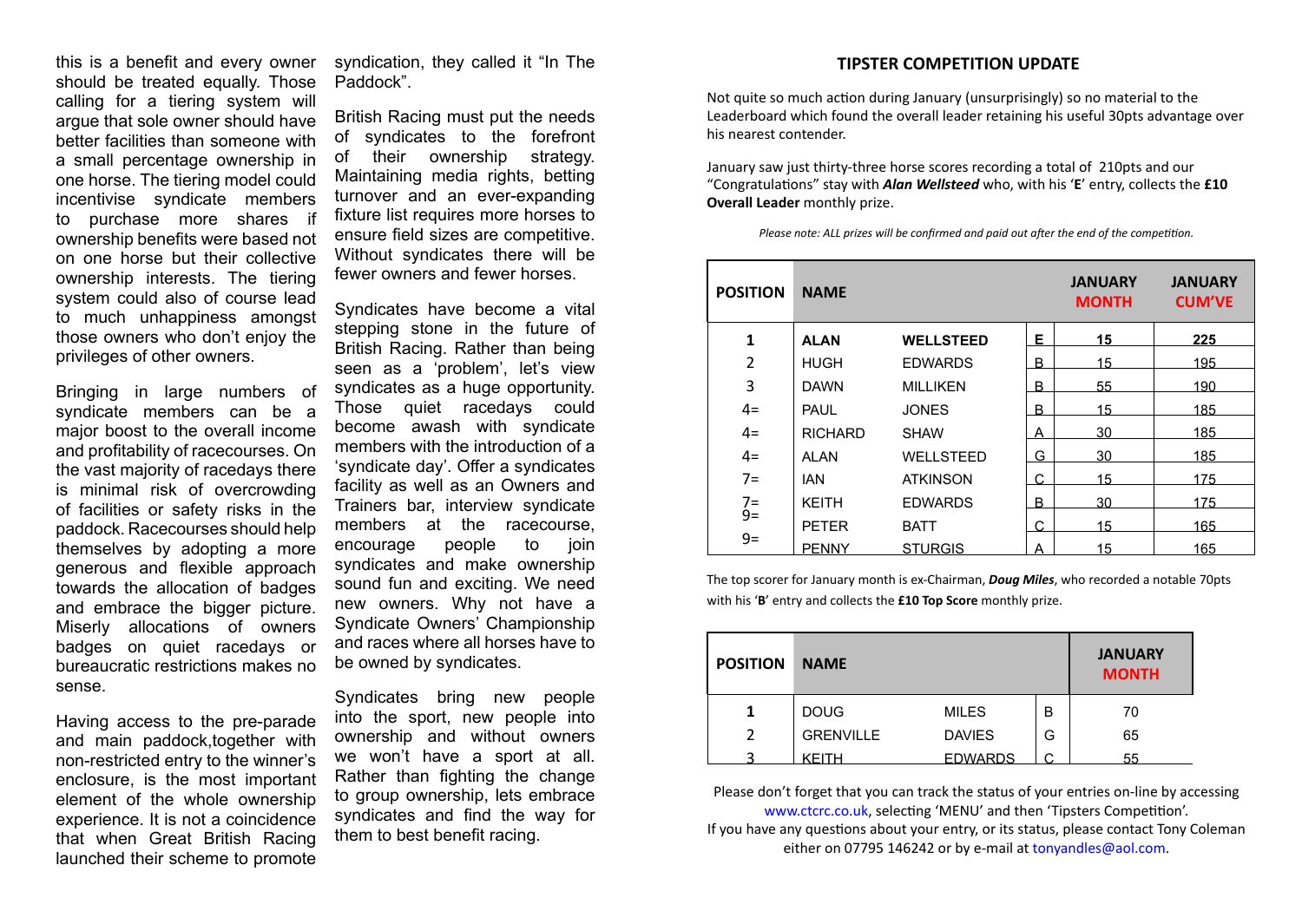this is a benefit and every owner should be treated equally. Those calling for a tiering system will argue that sole owner should have better facilities than someone with a small percentage ownership in one horse. The tiering model could incentivise syndicate members to purchase more shares if ownership benefits were based not on one horse but their collective ownership interests. The tiering system could also of course lead to much unhappiness amongst those owners who don't enjoy the privileges of other owners.

Bringing in large numbers of syndicate members can be a major boost to the overall income and profitability of racecourses. On the vast majority of racedays there is minimal risk of overcrowding of facilities or safety risks in the paddock. Racecourses should help themselves by adopting a more generous and flexible approach towards the allocation of badges and embrace the bigger picture. Miserly allocations of owners badges on quiet racedays or bureaucratic restrictions makes no sense.

Having access to the pre-parade and main paddock,together with non-restricted entry to the winner's enclosure, is the most important element of the whole ownership experience. It is not a coincidence that when Great British Racing launched their scheme to promote syndication, they called it "In The Paddock".

British Racing must put the needs of syndicates to the forefront of their ownership strategy. Maintaining media rights, betting turnover and an ever-expanding fixture list requires more horses to ensure field sizes are competitive. Without syndicates there will be fewer owners and fewer horses.

Syndicates have become a vital stepping stone in the future of British Racing. Rather than being seen as a 'problem', let's view syndicates as a huge opportunity. Those quiet racedays could become awash with syndicate members with the introduction of a 'syndicate day'. Offer a syndicates facility as well as an Owners and Trainers bar, interview syndicate members at the racecourse, encourage people to join syndicates and make ownership sound fun and exciting. We need new owners. Why not have a Syndicate Owners' Championship and races where all horses have to be owned by syndicates.

Syndicates bring new people into the sport, new people into ownership and without owners we won't have a sport at all. Rather than fighting the change to group ownership, lets embrace syndicates and find the way for them to best benefit racing.

## TIPSTER COMPETITION UPDATE

Not quite so much action during January (unsurprisingly) so no material to the Leaderboard which found the overall leader retaining his useful 30pts advantage over his nearest contender.

January saw just thirty-three horse scores recording a total of 210pts and our "Congratulations" stay with ***Alan Wellsteed*** who, with his '**E**' entry, collects the **£10 Overall Leader** monthly prize.

*Please note: ALL prizes will be confirmed and paid out after the end of the competition.*

| POSITION | NAME | | | JANUARY MONTH | JANUARY CUM'VE |
|---|---|---|---|---|---|
| **1** | **ALAN** | **WELLSTEED** | **E** | **15** | **225** |
| 2 | HUGH | EDWARDS | B | 15 | 195 |
| 3 | DAWN | MILLIKEN | B | 55 | 190 |
| 4= | PAUL | JONES | B | 15 | 185 |
| 4= | RICHARD | SHAW | A | 30 | 185 |
| 4= | ALAN | WELLSTEED | G | 30 | 185 |
| 7= | IAN | ATKINSON | C | 15 | 175 |
| 7= | KEITH | EDWARDS | B | 30 | 175 |
| 9= | PETER | BATT | C | 15 | 165 |
| 9= | PENNY | STURGIS | A | 15 | 165 |

The top scorer for January month is ex-Chairman, ***Doug Miles***, who recorded a notable 70pts with his '**B**' entry and collects the **£10 Top Score** monthly prize.

| POSITION | NAME | | | JANUARY MONTH |
|---|---|---|---|---|
| **1** | DOUG | MILES | B | 70 |
| 2 | GRENVILLE | DAVIES | G | 65 |
| 3 | KEITH | EDWARDS | C | 55 |

Please don't forget that you can track the status of your entries on-line by accessing www.ctcrc.co.uk, selecting 'MENU' and then 'Tipsters Competition'.
If you have any questions about your entry, or its status, please contact Tony Coleman either on 07795 146242 or by e-mail at tonyandles@aol.com.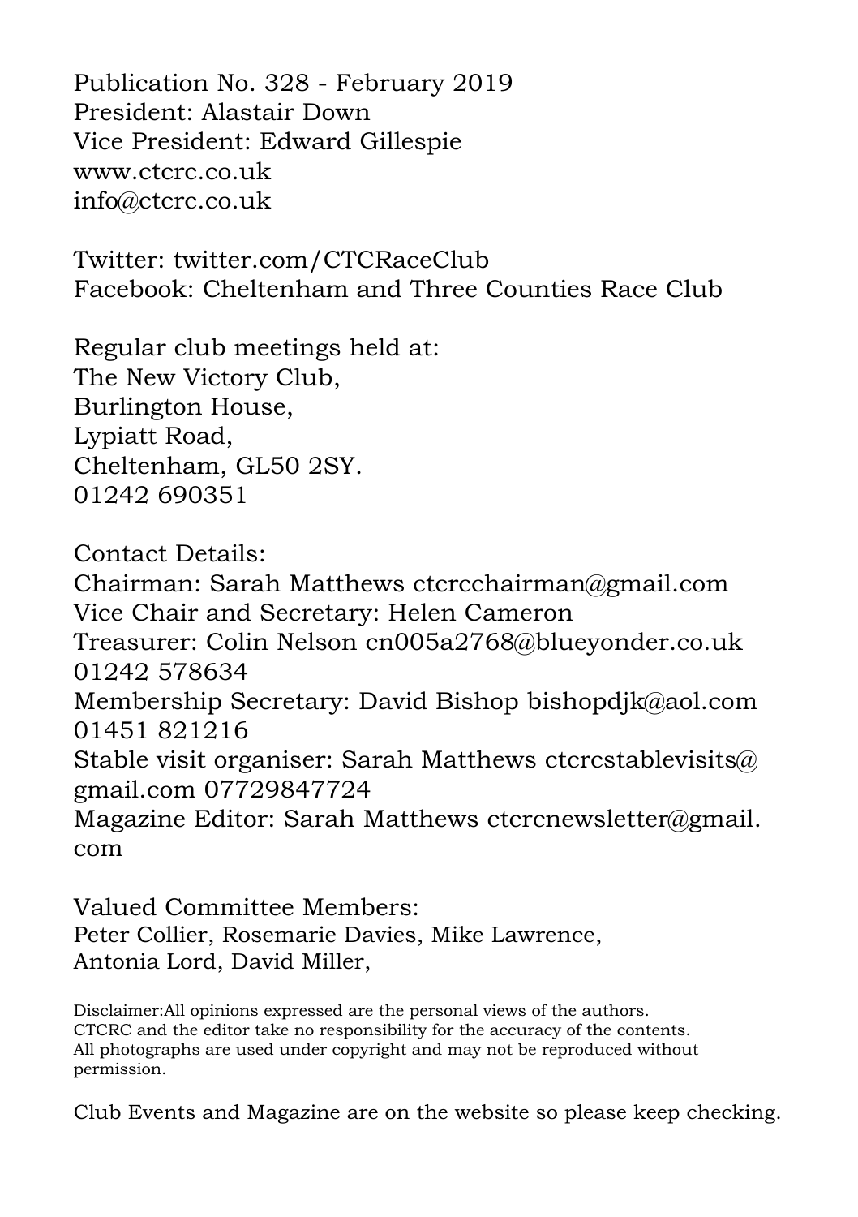Publication No. 328 - February 2019
President: Alastair Down
Vice President: Edward Gillespie
www.ctcrc.co.uk
info@ctcrc.co.uk

Twitter: twitter.com/CTCRaceClub
Facebook: Cheltenham and Three Counties Race Club

Regular club meetings held at:
The New Victory Club,
Burlington House,
Lypiatt Road,
Cheltenham, GL50 2SY.
01242 690351

Contact Details:
Chairman: Sarah Matthews ctcrcchairman@gmail.com
Vice Chair and Secretary: Helen Cameron
Treasurer: Colin Nelson cn005a2768@blueyonder.co.uk 01242 578634
Membership Secretary: David Bishop bishopdjk@aol.com 01451 821216
Stable visit organiser: Sarah Matthews ctcrcstablevisits@gmail.com 07729847724
Magazine Editor: Sarah Matthews ctcrcnewsletter@gmail.com

Valued Committee Members:
Peter Collier, Rosemarie Davies, Mike Lawrence, Antonia Lord, David Miller,

Disclaimer:All opinions expressed are the personal views of the authors. CTCRC and the editor take no responsibility for the accuracy of the contents. All photographs are used under copyright and may not be reproduced without permission.

Club Events and Magazine are on the website so please keep checking.